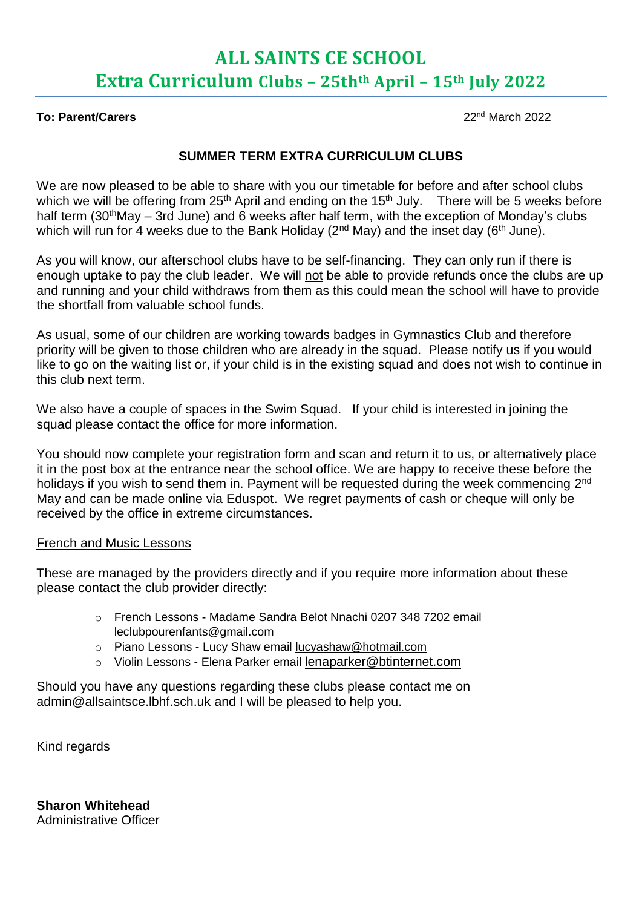# ALL SAINTS CE SCHOOL

## Extra Curriculum Clubs – 25thth April – 15th July 2022

**To: Parent/Carers**

22nd March 2022

### SUMMER TERM EXTRA CURRICULUM CLUBS

We are now pleased to be able to share with you our timetable for before and after school clubs which we will be offering from 25th April and ending on the 15th July. There will be 5 weeks before half term (30thMay – 3rd June) and 6 weeks after half term, with the exception of Monday's clubs which will run for 4 weeks due to the Bank Holiday (2nd May) and the inset day (6th June).

As you will know, our afterschool clubs have to be self-financing. They can only run if there is enough uptake to pay the club leader. We will not be able to provide refunds once the clubs are up and running and your child withdraws from them as this could mean the school will have to provide the shortfall from valuable school funds.

As usual, some of our children are working towards badges in Gymnastics Club and therefore priority will be given to those children who are already in the squad. Please notify us if you would like to go on the waiting list or, if your child is in the existing squad and does not wish to continue in this club next term.

We also have a couple of spaces in the Swim Squad. If your child is interested in joining the squad please contact the office for more information.

You should now complete your registration form and scan and return it to us, or alternatively place it in the post box at the entrance near the school office. We are happy to receive these before the holidays if you wish to send them in. Payment will be requested during the week commencing 2nd May and can be made online via Eduspot. We regret payments of cash or cheque will only be received by the office in extreme circumstances.

French and Music Lessons

These are managed by the providers directly and if you require more information about these please contact the club provider directly:

- French Lessons - Madame Sandra Belot Nnachi 0207 348 7202 email leclubpourenfants@gmail.com
- Piano Lessons - Lucy Shaw email lucyashaw@hotmail.com
- Violin Lessons - Elena Parker email lenaparker@btinternet.com

Should you have any questions regarding these clubs please contact me on admin@allsaintsce.lbhf.sch.uk and I will be pleased to help you.

Kind regards

**Sharon Whitehead**
Administrative Officer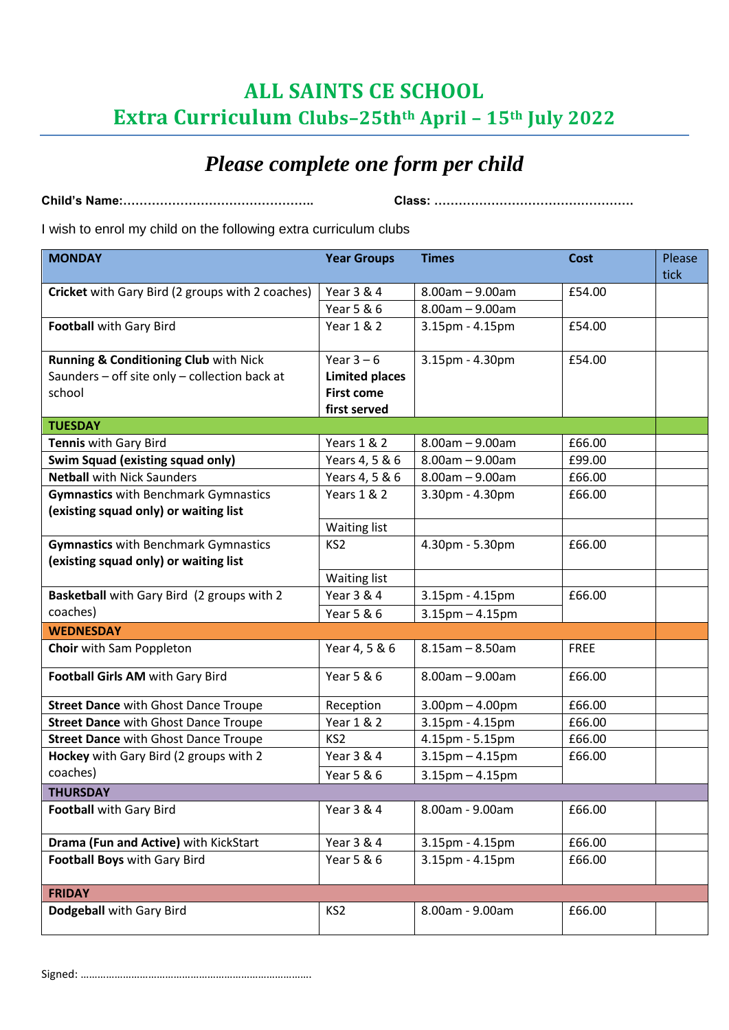# ALL SAINTS CE SCHOOL
## Extra Curriculum Clubs–25th[th] April – 15[th] July 2022

## *Please complete one form per child*

**Child's Name:……………………………………….** **Class: …………………………………………**

I wish to enrol my child on the following extra curriculum clubs

| MONDAY | Year Groups | Times | Cost | Please tick |
|---|---|---|---|---|
| **Cricket** with Gary Bird (2 groups with 2 coaches) | Year 3 & 4 | 8.00am – 9.00am | £54.00 | |
| | Year 5 & 6 | 8.00am – 9.00am | | |
| **Football** with Gary Bird | Year 1 & 2 | 3.15pm - 4.15pm | £54.00 | |
| **Running & Conditioning Club** with Nick Saunders – off site only – collection back at school | Year 3 – 6 **Limited places First come first served** | 3.15pm - 4.30pm | £54.00 | |
| **TUESDAY** | | | | |
| **Tennis** with Gary Bird | Years 1 & 2 | 8.00am – 9.00am | £66.00 | |
| **Swim Squad (existing squad only)** | Years 4, 5 & 6 | 8.00am – 9.00am | £99.00 | |
| **Netball** with Nick Saunders | Years 4, 5 & 6 | 8.00am – 9.00am | £66.00 | |
| **Gymnastics** with Benchmark Gymnastics **(existing squad only) or waiting list** | Years 1 & 2 | 3.30pm - 4.30pm | £66.00 | |
| | Waiting list | | | |
| **Gymnastics** with Benchmark Gymnastics **(existing squad only) or waiting list** | KS2 | 4.30pm - 5.30pm | £66.00 | |
| | Waiting list | | | |
| **Basketball** with Gary Bird (2 groups with 2 coaches) | Year 3 & 4 | 3.15pm - 4.15pm | £66.00 | |
| | Year 5 & 6 | 3.15pm – 4.15pm | | |
| **WEDNESDAY** | | | | |
| **Choir** with Sam Poppleton | Year 4, 5 & 6 | 8.15am – 8.50am | FREE | |
| **Football Girls AM** with Gary Bird | Year 5 & 6 | 8.00am – 9.00am | £66.00 | |
| **Street Dance** with Ghost Dance Troupe | Reception | 3.00pm – 4.00pm | £66.00 | |
| **Street Dance** with Ghost Dance Troupe | Year 1 & 2 | 3.15pm - 4.15pm | £66.00 | |
| **Street Dance** with Ghost Dance Troupe | KS2 | 4.15pm - 5.15pm | £66.00 | |
| **Hockey** with Gary Bird (2 groups with 2 coaches) | Year 3 & 4 | 3.15pm – 4.15pm | £66.00 | |
| | Year 5 & 6 | 3.15pm – 4.15pm | | |
| **THURSDAY** | | | | |
| **Football** with Gary Bird | Year 3 & 4 | 8.00am - 9.00am | £66.00 | |
| **Drama (Fun and Active)** with KickStart | Year 3 & 4 | 3.15pm - 4.15pm | £66.00 | |
| **Football Boys** with Gary Bird | Year 5 & 6 | 3.15pm - 4.15pm | £66.00 | |
| **FRIDAY** | | | | |
| **Dodgeball** with Gary Bird | KS2 | 8.00am - 9.00am | £66.00 | |

Signed: ……………………………………………………………………….